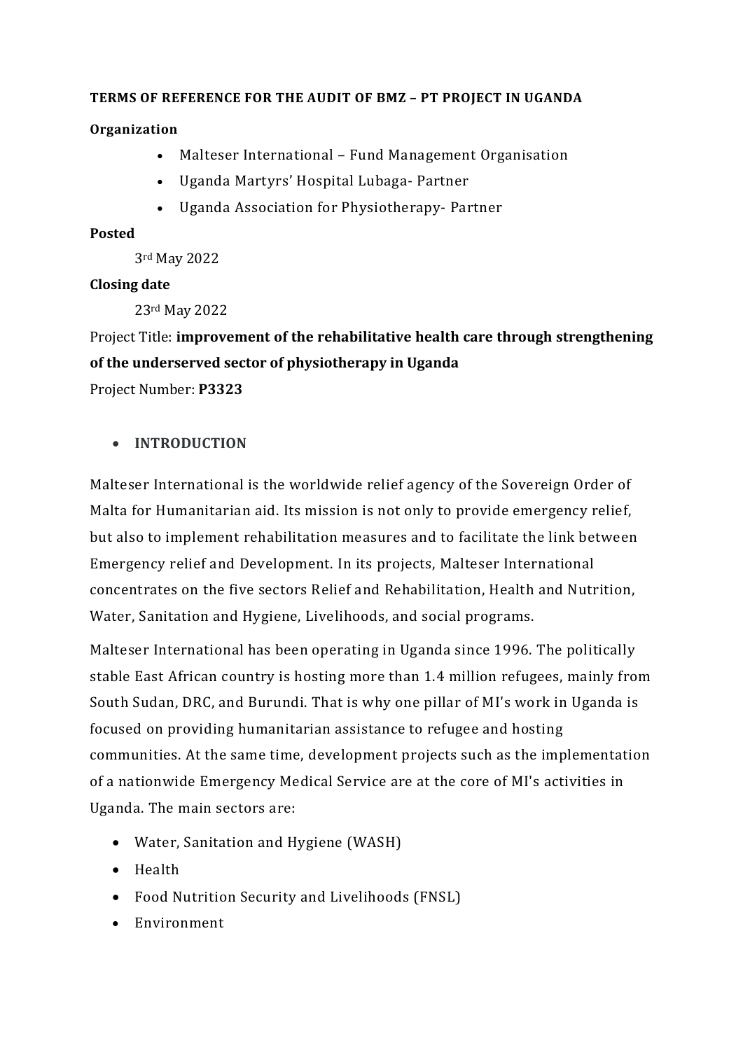**TERMS OF REFERENCE FOR THE AUDIT OF BMZ – PT PROJECT IN UGANDA**

**Organization**

- Malteser International – Fund Management Organisation
- Uganda Martyrs' Hospital Lubaga- Partner
- Uganda Association for Physiotherapy- Partner

**Posted**

3rd May 2022

**Closing date**

23rd May 2022

Project Title: **improvement of the rehabilitative health care through strengthening of the underserved sector of physiotherapy in Uganda**

Project Number: **P3323**

- **INTRODUCTION**

Malteser International is the worldwide relief agency of the Sovereign Order of Malta for Humanitarian aid. Its mission is not only to provide emergency relief, but also to implement rehabilitation measures and to facilitate the link between Emergency relief and Development. In its projects, Malteser International concentrates on the five sectors Relief and Rehabilitation, Health and Nutrition, Water, Sanitation and Hygiene, Livelihoods, and social programs.

Malteser International has been operating in Uganda since 1996. The politically stable East African country is hosting more than 1.4 million refugees, mainly from South Sudan, DRC, and Burundi. That is why one pillar of MI's work in Uganda is focused on providing humanitarian assistance to refugee and hosting communities. At the same time, development projects such as the implementation of a nationwide Emergency Medical Service are at the core of MI's activities in Uganda. The main sectors are:

- Water, Sanitation and Hygiene (WASH)
- Health
- Food Nutrition Security and Livelihoods (FNSL)
- Environment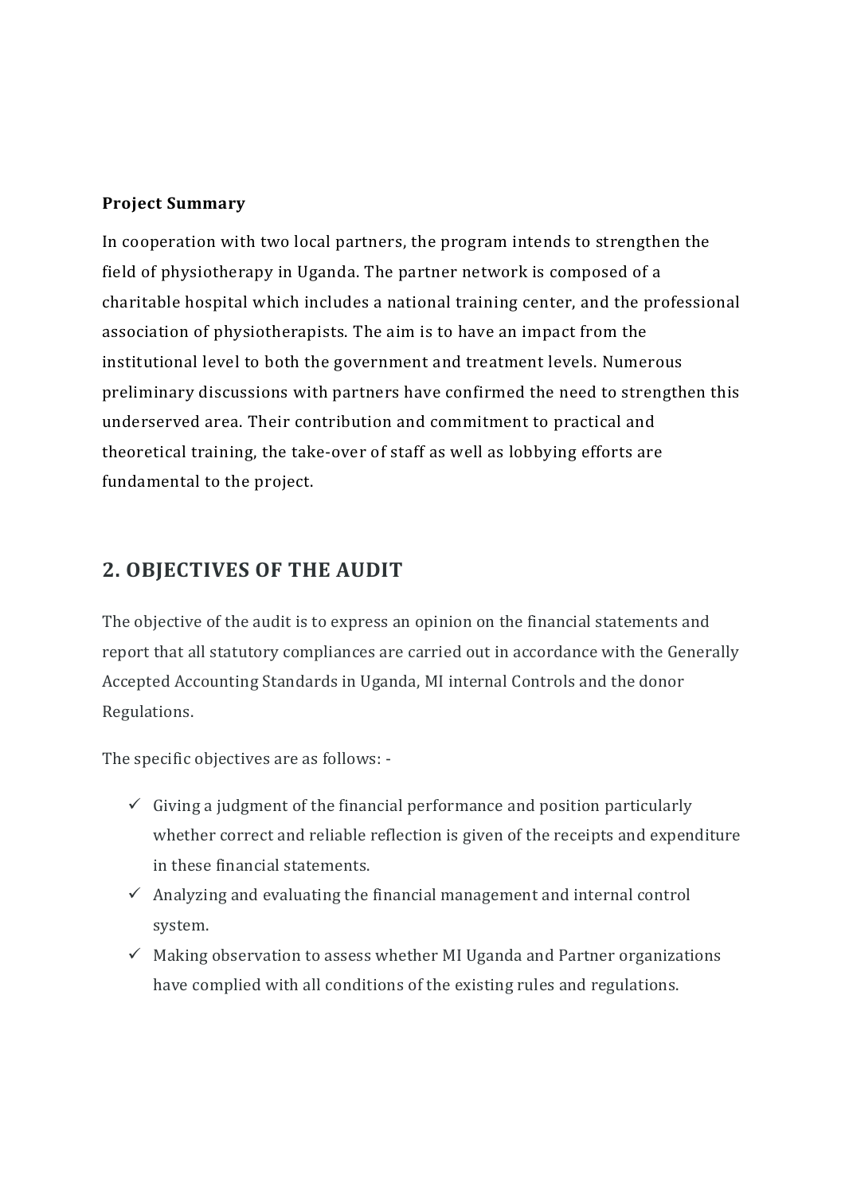**Project Summary**

In cooperation with two local partners, the program intends to strengthen the field of physiotherapy in Uganda. The partner network is composed of a charitable hospital which includes a national training center, and the professional association of physiotherapists. The aim is to have an impact from the institutional level to both the government and treatment levels. Numerous preliminary discussions with partners have confirmed the need to strengthen this underserved area. Their contribution and commitment to practical and theoretical training, the take-over of staff as well as lobbying efforts are fundamental to the project.

## 2. OBJECTIVES OF THE AUDIT

The objective of the audit is to express an opinion on the financial statements and report that all statutory compliances are carried out in accordance with the Generally Accepted Accounting Standards in Uganda, MI internal Controls and the donor Regulations.

The specific objectives are as follows: -

- ✓ Giving a judgment of the financial performance and position particularly whether correct and reliable reflection is given of the receipts and expenditure in these financial statements.
- ✓ Analyzing and evaluating the financial management and internal control system.
- ✓ Making observation to assess whether MI Uganda and Partner organizations have complied with all conditions of the existing rules and regulations.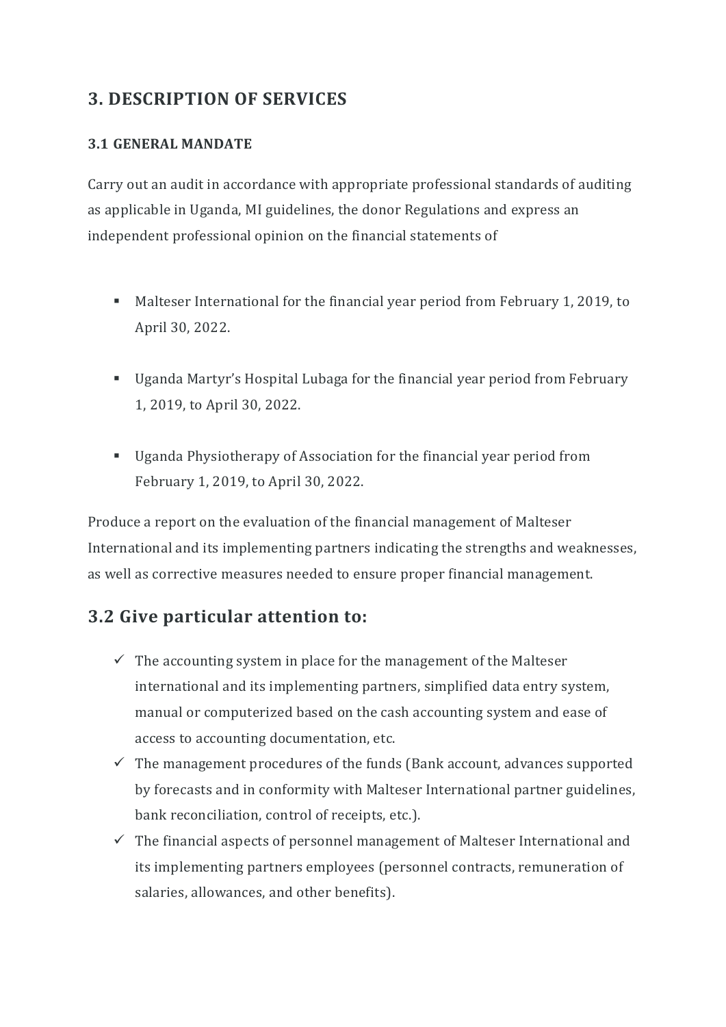## 3. DESCRIPTION OF SERVICES

### 3.1 GENERAL MANDATE

Carry out an audit in accordance with appropriate professional standards of auditing as applicable in Uganda, MI guidelines, the donor Regulations and express an independent professional opinion on the financial statements of

- Malteser International for the financial year period from February 1, 2019, to April 30, 2022.
- Uganda Martyr's Hospital Lubaga for the financial year period from February 1, 2019, to April 30, 2022.
- Uganda Physiotherapy of Association for the financial year period from February 1, 2019, to April 30, 2022.

Produce a report on the evaluation of the financial management of Malteser International and its implementing partners indicating the strengths and weaknesses, as well as corrective measures needed to ensure proper financial management.

## 3.2 Give particular attention to:

- ✓ The accounting system in place for the management of the Malteser international and its implementing partners, simplified data entry system, manual or computerized based on the cash accounting system and ease of access to accounting documentation, etc.
- ✓ The management procedures of the funds (Bank account, advances supported by forecasts and in conformity with Malteser International partner guidelines, bank reconciliation, control of receipts, etc.).
- ✓ The financial aspects of personnel management of Malteser International and its implementing partners employees (personnel contracts, remuneration of salaries, allowances, and other benefits).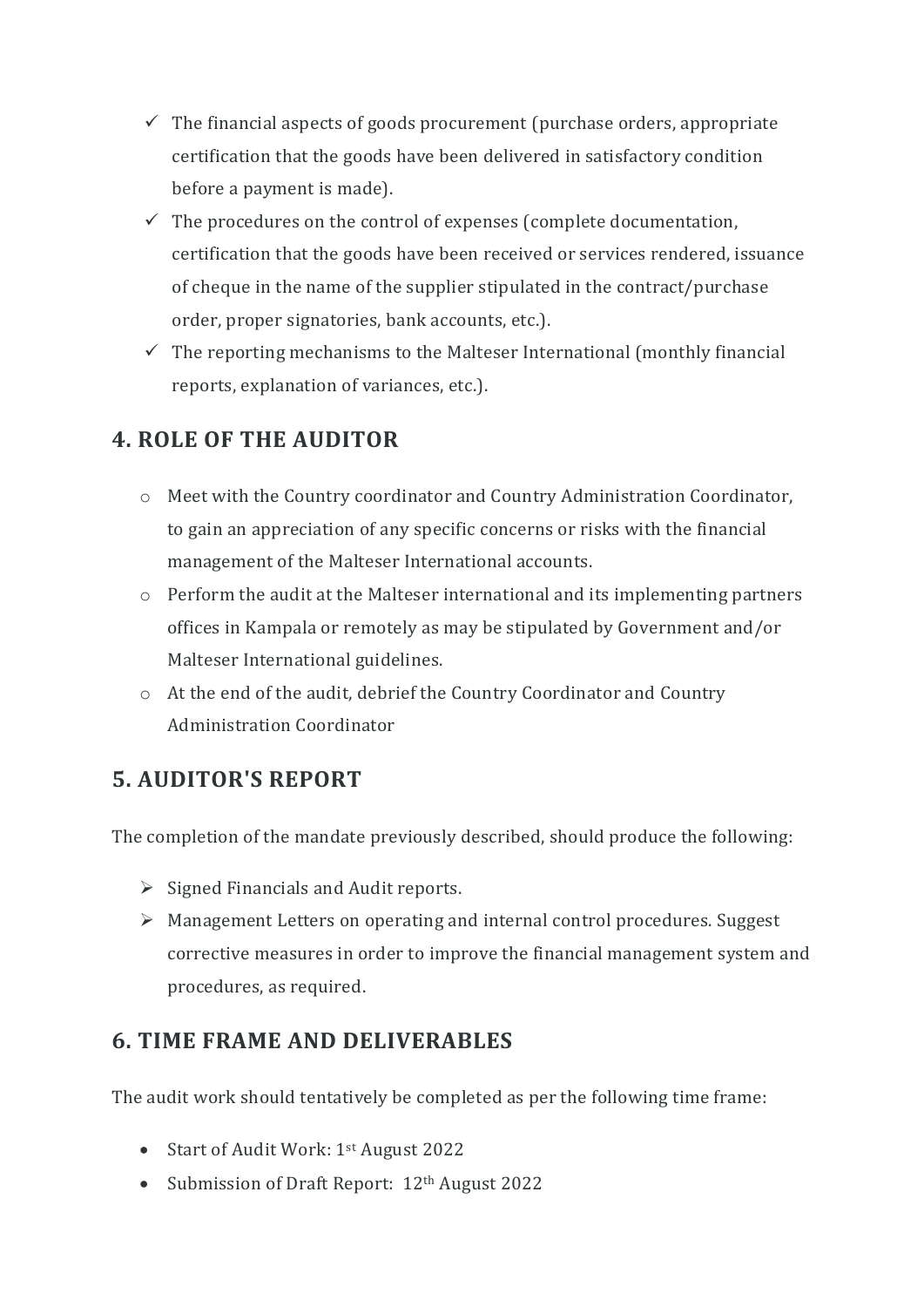- ✓ The financial aspects of goods procurement (purchase orders, appropriate certification that the goods have been delivered in satisfactory condition before a payment is made).
- ✓ The procedures on the control of expenses (complete documentation, certification that the goods have been received or services rendered, issuance of cheque in the name of the supplier stipulated in the contract/purchase order, proper signatories, bank accounts, etc.).
- ✓ The reporting mechanisms to the Malteser International (monthly financial reports, explanation of variances, etc.).

## 4. ROLE OF THE AUDITOR

- Meet with the Country coordinator and Country Administration Coordinator, to gain an appreciation of any specific concerns or risks with the financial management of the Malteser International accounts.
- Perform the audit at the Malteser international and its implementing partners offices in Kampala or remotely as may be stipulated by Government and/or Malteser International guidelines.
- At the end of the audit, debrief the Country Coordinator and Country Administration Coordinator

## 5. AUDITOR'S REPORT

The completion of the mandate previously described, should produce the following:

- Signed Financials and Audit reports.
- Management Letters on operating and internal control procedures. Suggest corrective measures in order to improve the financial management system and procedures, as required.

## 6. TIME FRAME AND DELIVERABLES

The audit work should tentatively be completed as per the following time frame:

- Start of Audit Work: 1st August 2022
- Submission of Draft Report: 12th August 2022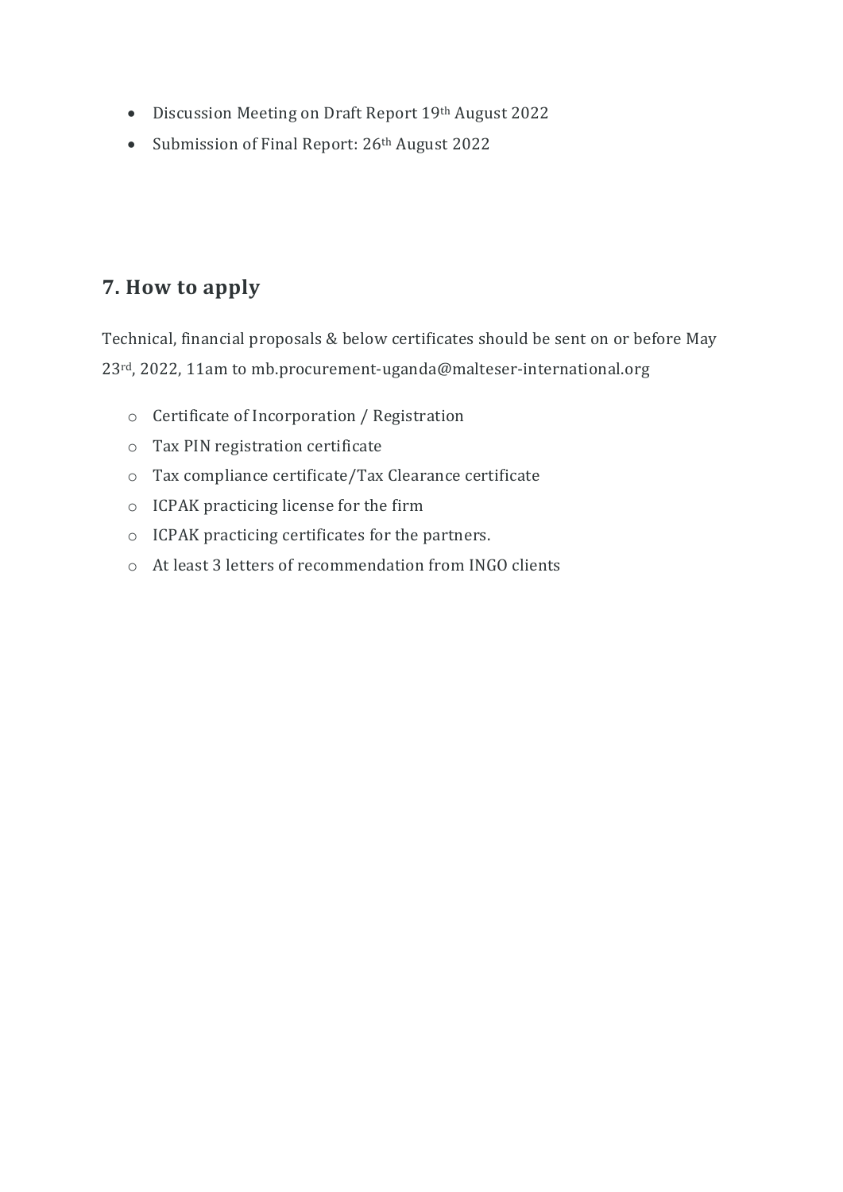- Discussion Meeting on Draft Report 19th August 2022
- Submission of Final Report: 26th August 2022

## 7. How to apply

Technical, financial proposals & below certificates should be sent on or before May 23rd, 2022, 11am to mb.procurement-uganda@malteser-international.org

- Certificate of Incorporation / Registration
- Tax PIN registration certificate
- Tax compliance certificate/Tax Clearance certificate
- ICPAK practicing license for the firm
- ICPAK practicing certificates for the partners.
- At least 3 letters of recommendation from INGO clients